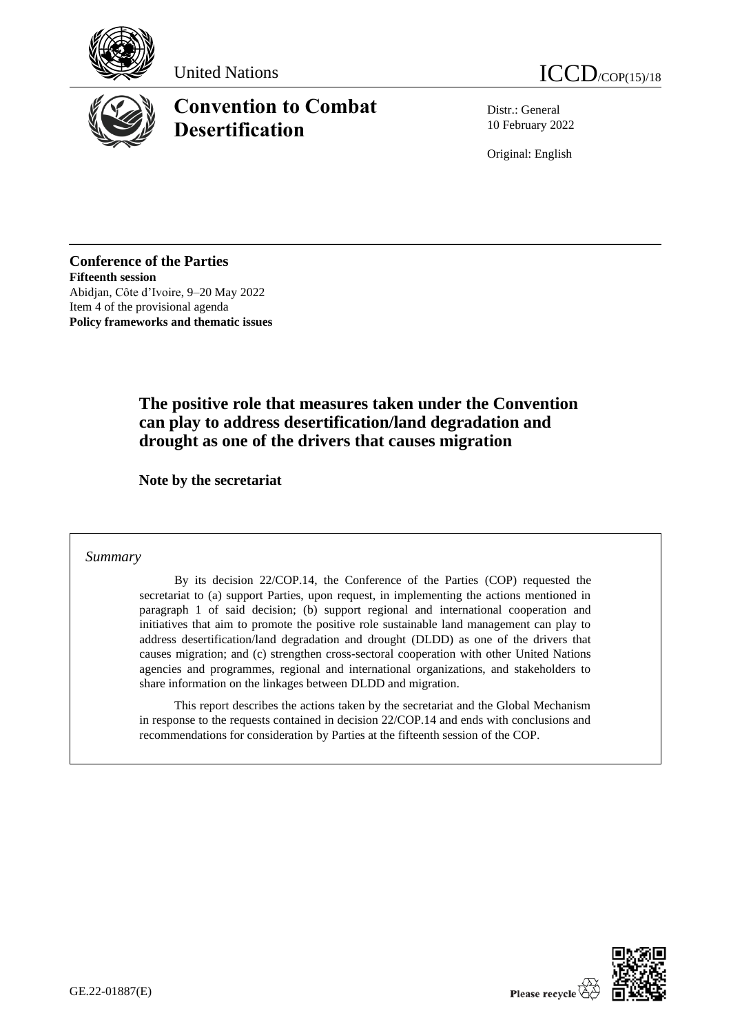United Nations

ICCD/COP(15)/18

# Convention to Combat Desertification

Distr.: General
10 February 2022

Original: English

**Conference of the Parties**
**Fifteenth session**
Abidjan, Côte d'Ivoire, 9–20 May 2022
Item 4 of the provisional agenda
**Policy frameworks and thematic issues**

## The positive role that measures taken under the Convention can play to address desertification/land degradation and drought as one of the drivers that causes migration

**Note by the secretariat**

*Summary*

By its decision 22/COP.14, the Conference of the Parties (COP) requested the secretariat to (a) support Parties, upon request, in implementing the actions mentioned in paragraph 1 of said decision; (b) support regional and international cooperation and initiatives that aim to promote the positive role sustainable land management can play to address desertification/land degradation and drought (DLDD) as one of the drivers that causes migration; and (c) strengthen cross-sectoral cooperation with other United Nations agencies and programmes, regional and international organizations, and stakeholders to share information on the linkages between DLDD and migration.

This report describes the actions taken by the secretariat and the Global Mechanism in response to the requests contained in decision 22/COP.14 and ends with conclusions and recommendations for consideration by Parties at the fifteenth session of the COP.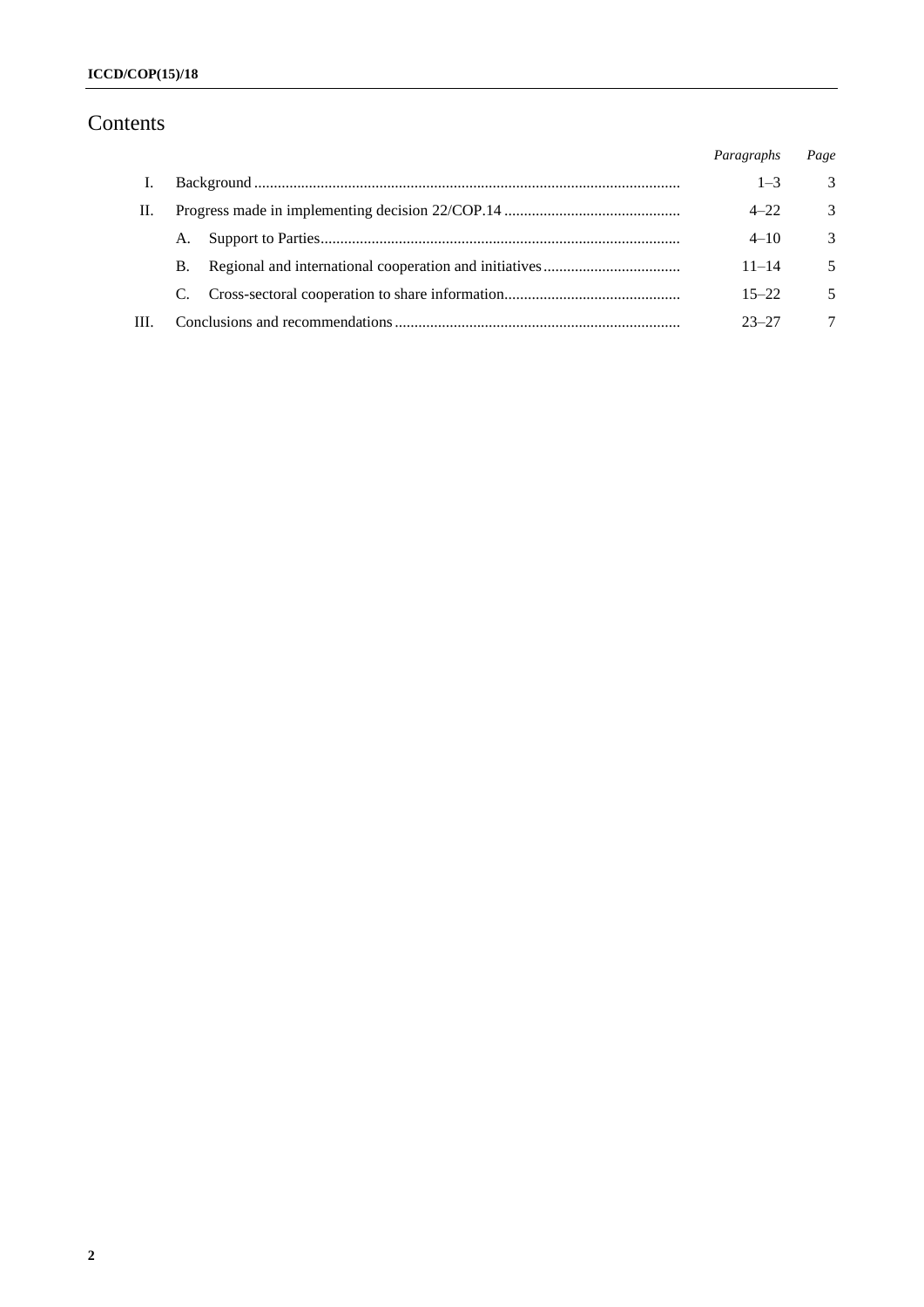# Contents

| | | Paragraphs | Page |
|---|---|---|---|
| I. | Background | 1–3 | 3 |
| II. | Progress made in implementing decision 22/COP.14 | 4–22 | 3 |
| | A. Support to Parties | 4–10 | 3 |
| | B. Regional and international cooperation and initiatives | 11–14 | 5 |
| | C. Cross-sectoral cooperation to share information | 15–22 | 5 |
| III. | Conclusions and recommendations | 23–27 | 7 |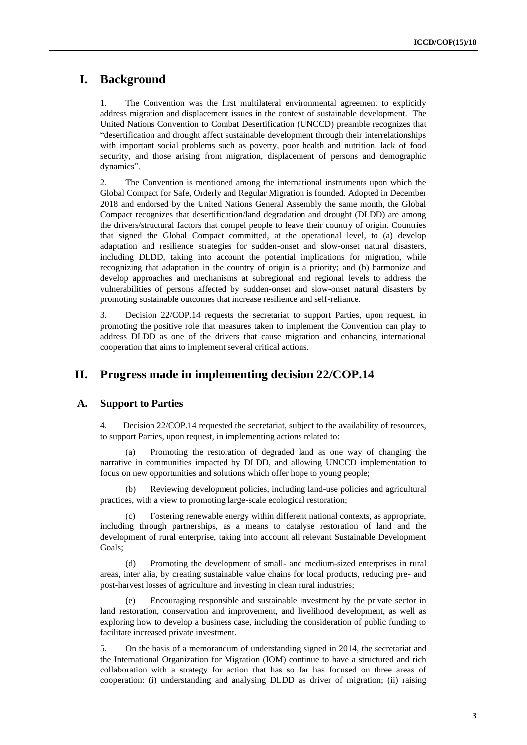# I. Background

1. The Convention was the first multilateral environmental agreement to explicitly address migration and displacement issues in the context of sustainable development. The United Nations Convention to Combat Desertification (UNCCD) preamble recognizes that "desertification and drought affect sustainable development through their interrelationships with important social problems such as poverty, poor health and nutrition, lack of food security, and those arising from migration, displacement of persons and demographic dynamics".

2. The Convention is mentioned among the international instruments upon which the Global Compact for Safe, Orderly and Regular Migration is founded. Adopted in December 2018 and endorsed by the United Nations General Assembly the same month, the Global Compact recognizes that desertification/land degradation and drought (DLDD) are among the drivers/structural factors that compel people to leave their country of origin. Countries that signed the Global Compact committed, at the operational level, to (a) develop adaptation and resilience strategies for sudden-onset and slow-onset natural disasters, including DLDD, taking into account the potential implications for migration, while recognizing that adaptation in the country of origin is a priority; and (b) harmonize and develop approaches and mechanisms at subregional and regional levels to address the vulnerabilities of persons affected by sudden-onset and slow-onset natural disasters by promoting sustainable outcomes that increase resilience and self-reliance.

3. Decision 22/COP.14 requests the secretariat to support Parties, upon request, in promoting the positive role that measures taken to implement the Convention can play to address DLDD as one of the drivers that cause migration and enhancing international cooperation that aims to implement several critical actions.

# II. Progress made in implementing decision 22/COP.14

## A. Support to Parties

4. Decision 22/COP.14 requested the secretariat, subject to the availability of resources, to support Parties, upon request, in implementing actions related to:

(a) Promoting the restoration of degraded land as one way of changing the narrative in communities impacted by DLDD, and allowing UNCCD implementation to focus on new opportunities and solutions which offer hope to young people;

(b) Reviewing development policies, including land-use policies and agricultural practices, with a view to promoting large-scale ecological restoration;

(c) Fostering renewable energy within different national contexts, as appropriate, including through partnerships, as a means to catalyse restoration of land and the development of rural enterprise, taking into account all relevant Sustainable Development Goals;

(d) Promoting the development of small- and medium-sized enterprises in rural areas, inter alia, by creating sustainable value chains for local products, reducing pre- and post-harvest losses of agriculture and investing in clean rural industries;

(e) Encouraging responsible and sustainable investment by the private sector in land restoration, conservation and improvement, and livelihood development, as well as exploring how to develop a business case, including the consideration of public funding to facilitate increased private investment.

5. On the basis of a memorandum of understanding signed in 2014, the secretariat and the International Organization for Migration (IOM) continue to have a structured and rich collaboration with a strategy for action that has so far has focused on three areas of cooperation: (i) understanding and analysing DLDD as driver of migration; (ii) raising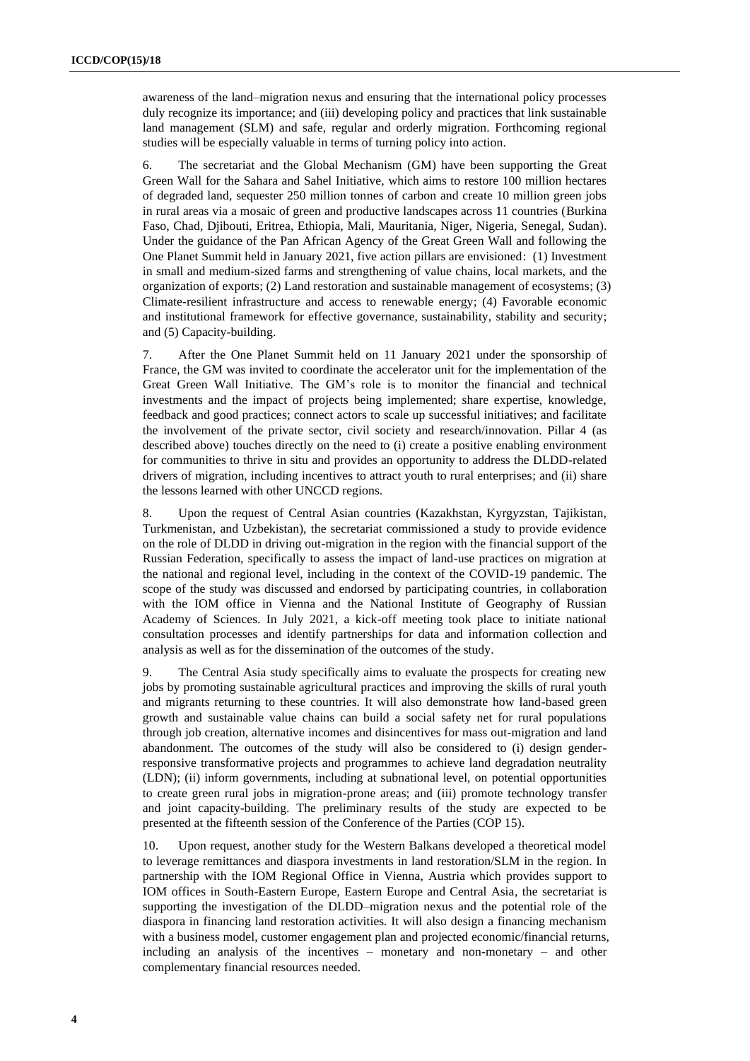awareness of the land–migration nexus and ensuring that the international policy processes duly recognize its importance; and (iii) developing policy and practices that link sustainable land management (SLM) and safe, regular and orderly migration. Forthcoming regional studies will be especially valuable in terms of turning policy into action.

6. The secretariat and the Global Mechanism (GM) have been supporting the Great Green Wall for the Sahara and Sahel Initiative, which aims to restore 100 million hectares of degraded land, sequester 250 million tonnes of carbon and create 10 million green jobs in rural areas via a mosaic of green and productive landscapes across 11 countries (Burkina Faso, Chad, Djibouti, Eritrea, Ethiopia, Mali, Mauritania, Niger, Nigeria, Senegal, Sudan). Under the guidance of the Pan African Agency of the Great Green Wall and following the One Planet Summit held in January 2021, five action pillars are envisioned: (1) Investment in small and medium-sized farms and strengthening of value chains, local markets, and the organization of exports; (2) Land restoration and sustainable management of ecosystems; (3) Climate-resilient infrastructure and access to renewable energy; (4) Favorable economic and institutional framework for effective governance, sustainability, stability and security; and (5) Capacity-building.

7. After the One Planet Summit held on 11 January 2021 under the sponsorship of France, the GM was invited to coordinate the accelerator unit for the implementation of the Great Green Wall Initiative. The GM's role is to monitor the financial and technical investments and the impact of projects being implemented; share expertise, knowledge, feedback and good practices; connect actors to scale up successful initiatives; and facilitate the involvement of the private sector, civil society and research/innovation. Pillar 4 (as described above) touches directly on the need to (i) create a positive enabling environment for communities to thrive in situ and provides an opportunity to address the DLDD-related drivers of migration, including incentives to attract youth to rural enterprises; and (ii) share the lessons learned with other UNCCD regions.

8. Upon the request of Central Asian countries (Kazakhstan, Kyrgyzstan, Tajikistan, Turkmenistan, and Uzbekistan), the secretariat commissioned a study to provide evidence on the role of DLDD in driving out-migration in the region with the financial support of the Russian Federation, specifically to assess the impact of land-use practices on migration at the national and regional level, including in the context of the COVID-19 pandemic. The scope of the study was discussed and endorsed by participating countries, in collaboration with the IOM office in Vienna and the National Institute of Geography of Russian Academy of Sciences. In July 2021, a kick-off meeting took place to initiate national consultation processes and identify partnerships for data and information collection and analysis as well as for the dissemination of the outcomes of the study.

9. The Central Asia study specifically aims to evaluate the prospects for creating new jobs by promoting sustainable agricultural practices and improving the skills of rural youth and migrants returning to these countries. It will also demonstrate how land-based green growth and sustainable value chains can build a social safety net for rural populations through job creation, alternative incomes and disincentives for mass out-migration and land abandonment. The outcomes of the study will also be considered to (i) design gender-responsive transformative projects and programmes to achieve land degradation neutrality (LDN); (ii) inform governments, including at subnational level, on potential opportunities to create green rural jobs in migration-prone areas; and (iii) promote technology transfer and joint capacity-building. The preliminary results of the study are expected to be presented at the fifteenth session of the Conference of the Parties (COP 15).

10. Upon request, another study for the Western Balkans developed a theoretical model to leverage remittances and diaspora investments in land restoration/SLM in the region. In partnership with the IOM Regional Office in Vienna, Austria which provides support to IOM offices in South-Eastern Europe, Eastern Europe and Central Asia, the secretariat is supporting the investigation of the DLDD–migration nexus and the potential role of the diaspora in financing land restoration activities. It will also design a financing mechanism with a business model, customer engagement plan and projected economic/financial returns, including an analysis of the incentives – monetary and non-monetary – and other complementary financial resources needed.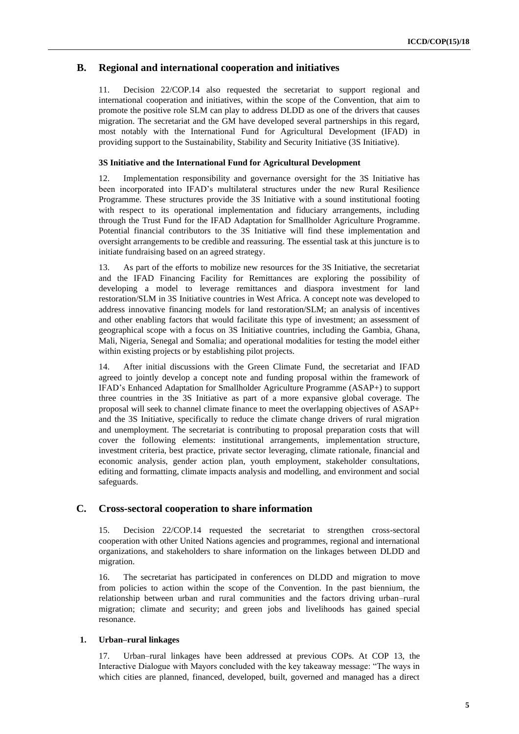## B. Regional and international cooperation and initiatives

11. Decision 22/COP.14 also requested the secretariat to support regional and international cooperation and initiatives, within the scope of the Convention, that aim to promote the positive role SLM can play to address DLDD as one of the drivers that causes migration. The secretariat and the GM have developed several partnerships in this regard, most notably with the International Fund for Agricultural Development (IFAD) in providing support to the Sustainability, Stability and Security Initiative (3S Initiative).

#### 3S Initiative and the International Fund for Agricultural Development

12. Implementation responsibility and governance oversight for the 3S Initiative has been incorporated into IFAD's multilateral structures under the new Rural Resilience Programme. These structures provide the 3S Initiative with a sound institutional footing with respect to its operational implementation and fiduciary arrangements, including through the Trust Fund for the IFAD Adaptation for Smallholder Agriculture Programme. Potential financial contributors to the 3S Initiative will find these implementation and oversight arrangements to be credible and reassuring. The essential task at this juncture is to initiate fundraising based on an agreed strategy.

13. As part of the efforts to mobilize new resources for the 3S Initiative, the secretariat and the IFAD Financing Facility for Remittances are exploring the possibility of developing a model to leverage remittances and diaspora investment for land restoration/SLM in 3S Initiative countries in West Africa. A concept note was developed to address innovative financing models for land restoration/SLM; an analysis of incentives and other enabling factors that would facilitate this type of investment; an assessment of geographical scope with a focus on 3S Initiative countries, including the Gambia, Ghana, Mali, Nigeria, Senegal and Somalia; and operational modalities for testing the model either within existing projects or by establishing pilot projects.

14. After initial discussions with the Green Climate Fund, the secretariat and IFAD agreed to jointly develop a concept note and funding proposal within the framework of IFAD's Enhanced Adaptation for Smallholder Agriculture Programme (ASAP+) to support three countries in the 3S Initiative as part of a more expansive global coverage. The proposal will seek to channel climate finance to meet the overlapping objectives of ASAP+ and the 3S Initiative, specifically to reduce the climate change drivers of rural migration and unemployment. The secretariat is contributing to proposal preparation costs that will cover the following elements: institutional arrangements, implementation structure, investment criteria, best practice, private sector leveraging, climate rationale, financial and economic analysis, gender action plan, youth employment, stakeholder consultations, editing and formatting, climate impacts analysis and modelling, and environment and social safeguards.

## C. Cross-sectoral cooperation to share information

15. Decision 22/COP.14 requested the secretariat to strengthen cross-sectoral cooperation with other United Nations agencies and programmes, regional and international organizations, and stakeholders to share information on the linkages between DLDD and migration.

16. The secretariat has participated in conferences on DLDD and migration to move from policies to action within the scope of the Convention. In the past biennium, the relationship between urban and rural communities and the factors driving urban–rural migration; climate and security; and green jobs and livelihoods has gained special resonance.

#### 1. Urban–rural linkages

17. Urban–rural linkages have been addressed at previous COPs. At COP 13, the Interactive Dialogue with Mayors concluded with the key takeaway message: "The ways in which cities are planned, financed, developed, built, governed and managed has a direct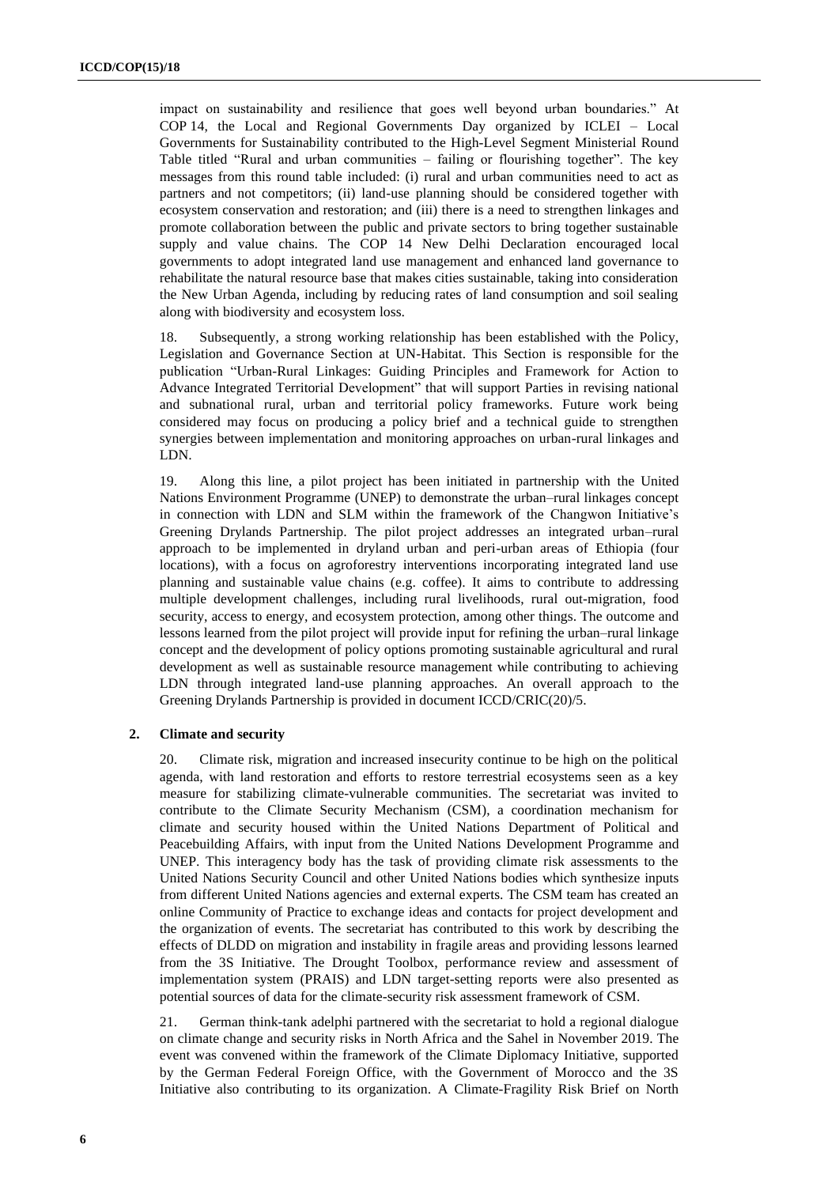impact on sustainability and resilience that goes well beyond urban boundaries." At COP 14, the Local and Regional Governments Day organized by ICLEI – Local Governments for Sustainability contributed to the High-Level Segment Ministerial Round Table titled "Rural and urban communities – failing or flourishing together". The key messages from this round table included: (i) rural and urban communities need to act as partners and not competitors; (ii) land-use planning should be considered together with ecosystem conservation and restoration; and (iii) there is a need to strengthen linkages and promote collaboration between the public and private sectors to bring together sustainable supply and value chains. The COP 14 New Delhi Declaration encouraged local governments to adopt integrated land use management and enhanced land governance to rehabilitate the natural resource base that makes cities sustainable, taking into consideration the New Urban Agenda, including by reducing rates of land consumption and soil sealing along with biodiversity and ecosystem loss.

18. Subsequently, a strong working relationship has been established with the Policy, Legislation and Governance Section at UN-Habitat. This Section is responsible for the publication "Urban-Rural Linkages: Guiding Principles and Framework for Action to Advance Integrated Territorial Development" that will support Parties in revising national and subnational rural, urban and territorial policy frameworks. Future work being considered may focus on producing a policy brief and a technical guide to strengthen synergies between implementation and monitoring approaches on urban-rural linkages and LDN.

19. Along this line, a pilot project has been initiated in partnership with the United Nations Environment Programme (UNEP) to demonstrate the urban–rural linkages concept in connection with LDN and SLM within the framework of the Changwon Initiative's Greening Drylands Partnership. The pilot project addresses an integrated urban–rural approach to be implemented in dryland urban and peri-urban areas of Ethiopia (four locations), with a focus on agroforestry interventions incorporating integrated land use planning and sustainable value chains (e.g. coffee). It aims to contribute to addressing multiple development challenges, including rural livelihoods, rural out-migration, food security, access to energy, and ecosystem protection, among other things. The outcome and lessons learned from the pilot project will provide input for refining the urban–rural linkage concept and the development of policy options promoting sustainable agricultural and rural development as well as sustainable resource management while contributing to achieving LDN through integrated land-use planning approaches. An overall approach to the Greening Drylands Partnership is provided in document ICCD/CRIC(20)/5.

### 2. Climate and security

20. Climate risk, migration and increased insecurity continue to be high on the political agenda, with land restoration and efforts to restore terrestrial ecosystems seen as a key measure for stabilizing climate-vulnerable communities. The secretariat was invited to contribute to the Climate Security Mechanism (CSM), a coordination mechanism for climate and security housed within the United Nations Department of Political and Peacebuilding Affairs, with input from the United Nations Development Programme and UNEP. This interagency body has the task of providing climate risk assessments to the United Nations Security Council and other United Nations bodies which synthesize inputs from different United Nations agencies and external experts. The CSM team has created an online Community of Practice to exchange ideas and contacts for project development and the organization of events. The secretariat has contributed to this work by describing the effects of DLDD on migration and instability in fragile areas and providing lessons learned from the 3S Initiative. The Drought Toolbox, performance review and assessment of implementation system (PRAIS) and LDN target-setting reports were also presented as potential sources of data for the climate-security risk assessment framework of CSM.

21. German think-tank adelphi partnered with the secretariat to hold a regional dialogue on climate change and security risks in North Africa and the Sahel in November 2019. The event was convened within the framework of the Climate Diplomacy Initiative, supported by the German Federal Foreign Office, with the Government of Morocco and the 3S Initiative also contributing to its organization. A Climate-Fragility Risk Brief on North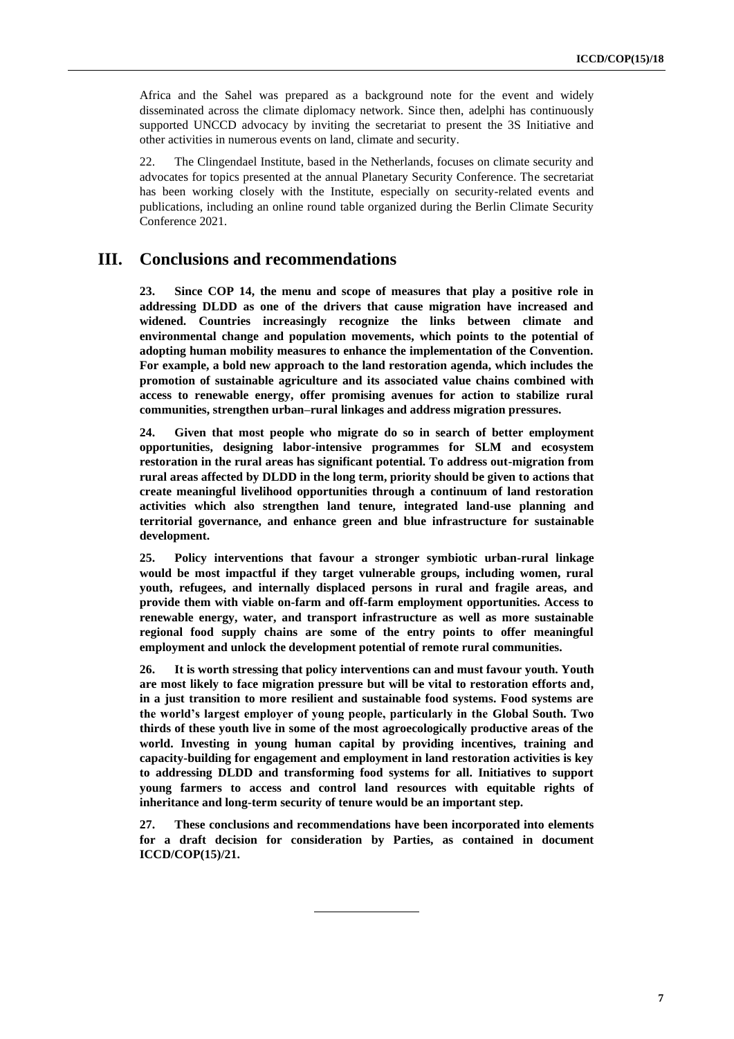Africa and the Sahel was prepared as a background note for the event and widely disseminated across the climate diplomacy network. Since then, adelphi has continuously supported UNCCD advocacy by inviting the secretariat to present the 3S Initiative and other activities in numerous events on land, climate and security.

22. The Clingendael Institute, based in the Netherlands, focuses on climate security and advocates for topics presented at the annual Planetary Security Conference. The secretariat has been working closely with the Institute, especially on security-related events and publications, including an online round table organized during the Berlin Climate Security Conference 2021.

# III. Conclusions and recommendations

**23. Since COP 14, the menu and scope of measures that play a positive role in addressing DLDD as one of the drivers that cause migration have increased and widened. Countries increasingly recognize the links between climate and environmental change and population movements, which points to the potential of adopting human mobility measures to enhance the implementation of the Convention. For example, a bold new approach to the land restoration agenda, which includes the promotion of sustainable agriculture and its associated value chains combined with access to renewable energy, offer promising avenues for action to stabilize rural communities, strengthen urban–rural linkages and address migration pressures.**

**24. Given that most people who migrate do so in search of better employment opportunities, designing labor-intensive programmes for SLM and ecosystem restoration in the rural areas has significant potential. To address out-migration from rural areas affected by DLDD in the long term, priority should be given to actions that create meaningful livelihood opportunities through a continuum of land restoration activities which also strengthen land tenure, integrated land-use planning and territorial governance, and enhance green and blue infrastructure for sustainable development.**

**25. Policy interventions that favour a stronger symbiotic urban-rural linkage would be most impactful if they target vulnerable groups, including women, rural youth, refugees, and internally displaced persons in rural and fragile areas, and provide them with viable on-farm and off-farm employment opportunities. Access to renewable energy, water, and transport infrastructure as well as more sustainable regional food supply chains are some of the entry points to offer meaningful employment and unlock the development potential of remote rural communities.**

**26. It is worth stressing that policy interventions can and must favour youth. Youth are most likely to face migration pressure but will be vital to restoration efforts and, in a just transition to more resilient and sustainable food systems. Food systems are the world's largest employer of young people, particularly in the Global South. Two thirds of these youth live in some of the most agroecologically productive areas of the world. Investing in young human capital by providing incentives, training and capacity-building for engagement and employment in land restoration activities is key to addressing DLDD and transforming food systems for all. Initiatives to support young farmers to access and control land resources with equitable rights of inheritance and long-term security of tenure would be an important step.**

**27. These conclusions and recommendations have been incorporated into elements for a draft decision for consideration by Parties, as contained in document ICCD/COP(15)/21.**